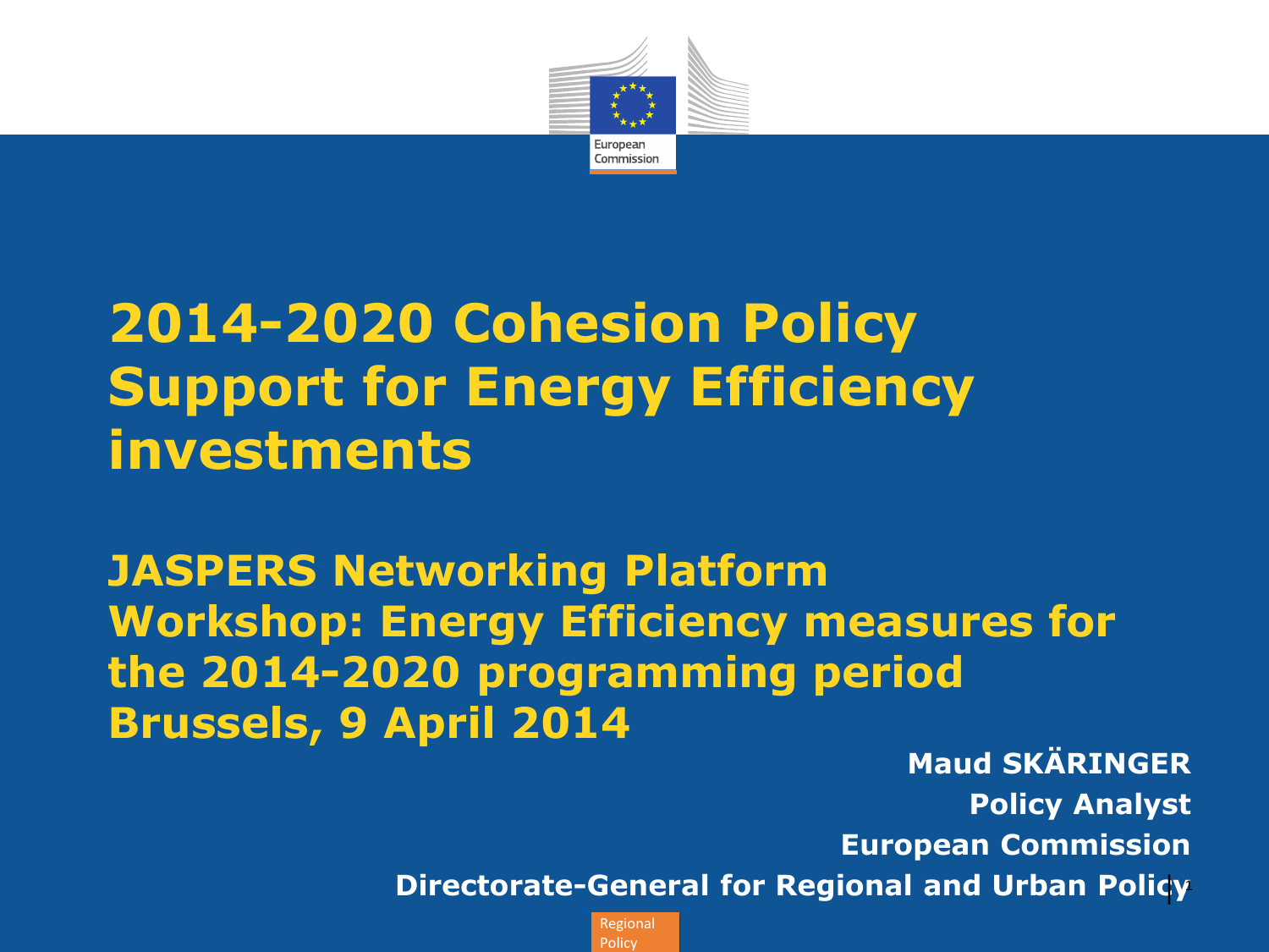# 2014-2020 Cohesion Policy Support for Energy Efficiency investments

## JASPERS Networking Platform Workshop: Energy Efficiency measures for the 2014-2020 programming period Brussels, 9 April 2014

**Maud SKÄRINGER**
**Policy Analyst**
**European Commission**
**Directorate-General for Regional and Urban Policy**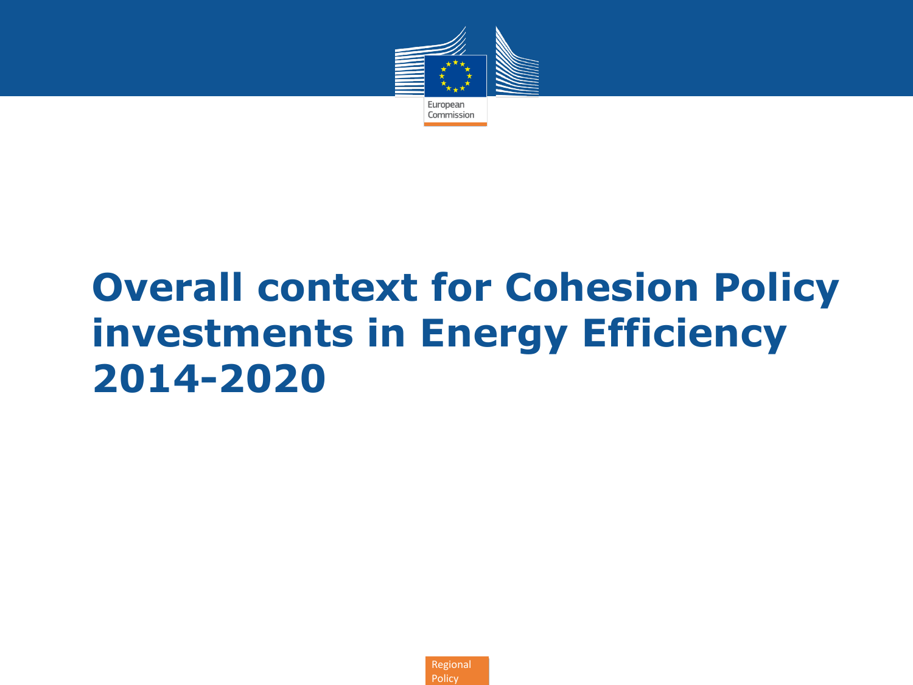# Overall context for Cohesion Policy investments in Energy Efficiency 2014-2020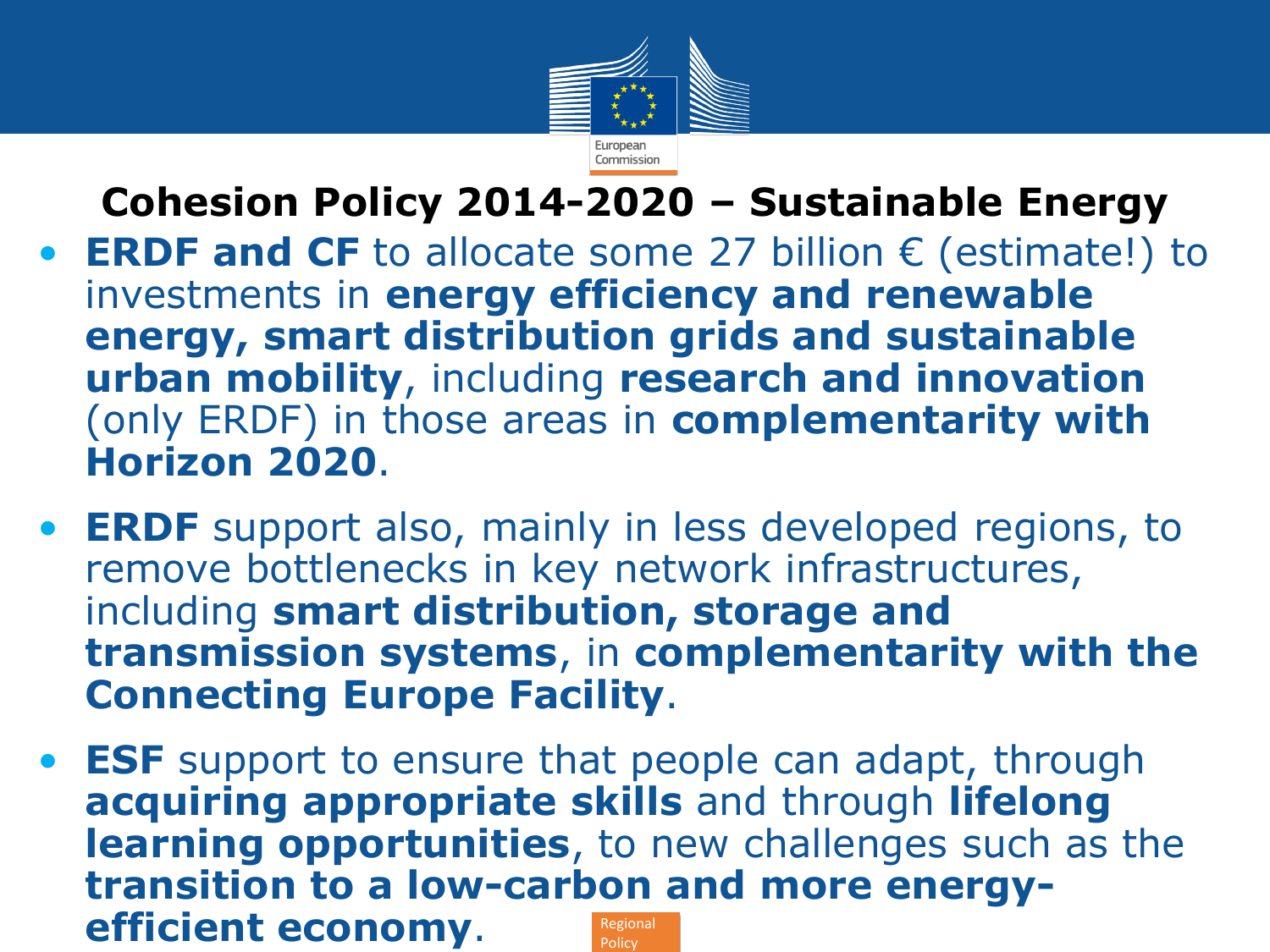# Cohesion Policy 2014-2020 – Sustainable Energy

- **ERDF and CF** to allocate some 27 billion € (estimate!) to investments in **energy efficiency and renewable energy, smart distribution grids and sustainable urban mobility**, including **research and innovation** (only ERDF) in those areas in **complementarity with Horizon 2020**.

- **ERDF** support also, mainly in less developed regions, to remove bottlenecks in key network infrastructures, including **smart distribution, storage and transmission systems**, in **complementarity with the Connecting Europe Facility**.

- **ESF** support to ensure that people can adapt, through **acquiring appropriate skills** and through **lifelong learning opportunities**, to new challenges such as the **transition to a low-carbon and more energy-efficient economy**.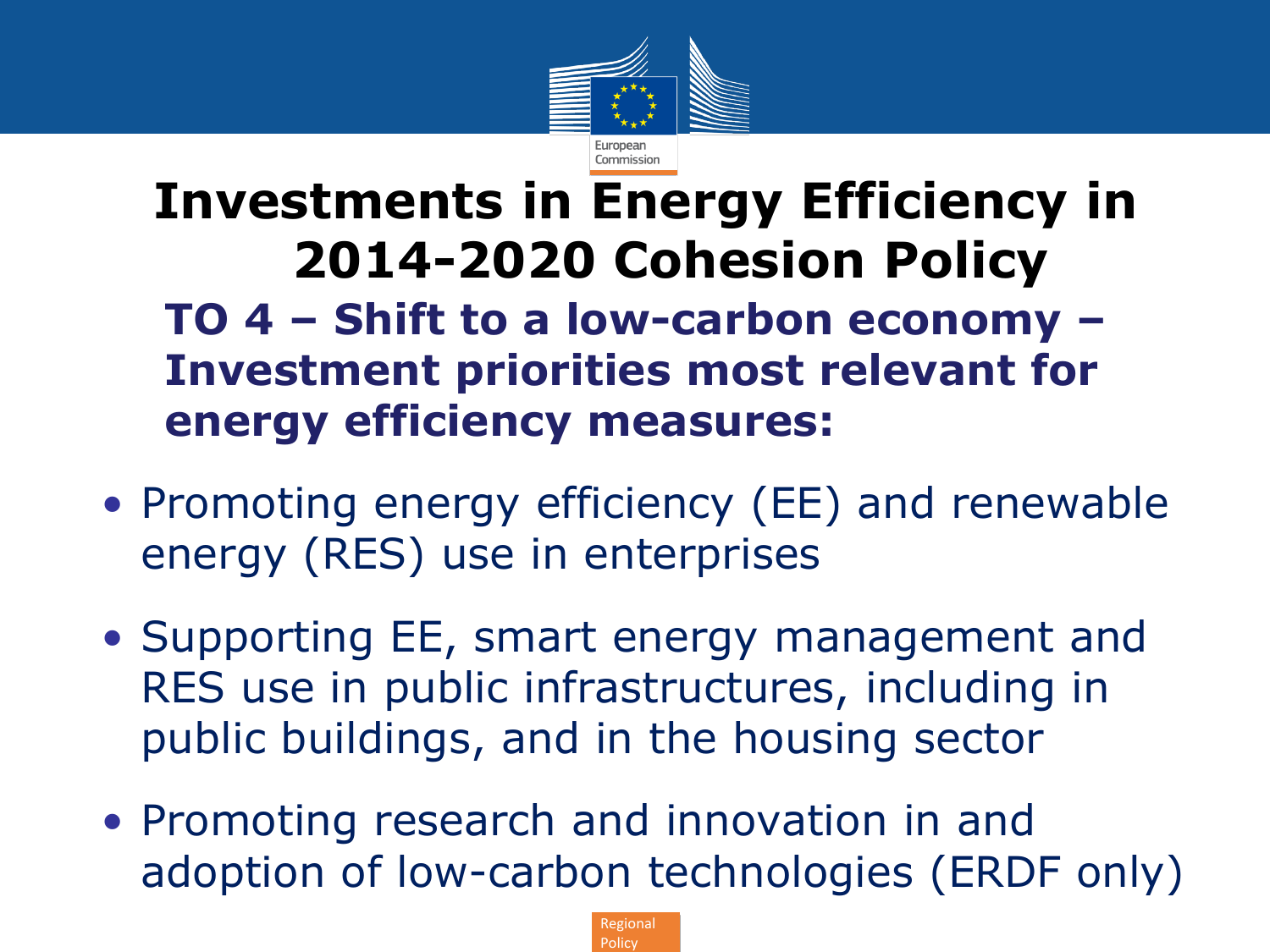# Investments in Energy Efficiency in 2014-2020 Cohesion Policy

## TO 4 – Shift to a low-carbon economy – Investment priorities most relevant for energy efficiency measures:

- Promoting energy efficiency (EE) and renewable energy (RES) use in enterprises
- Supporting EE, smart energy management and RES use in public infrastructures, including in public buildings, and in the housing sector
- Promoting research and innovation in and adoption of low-carbon technologies (ERDF only)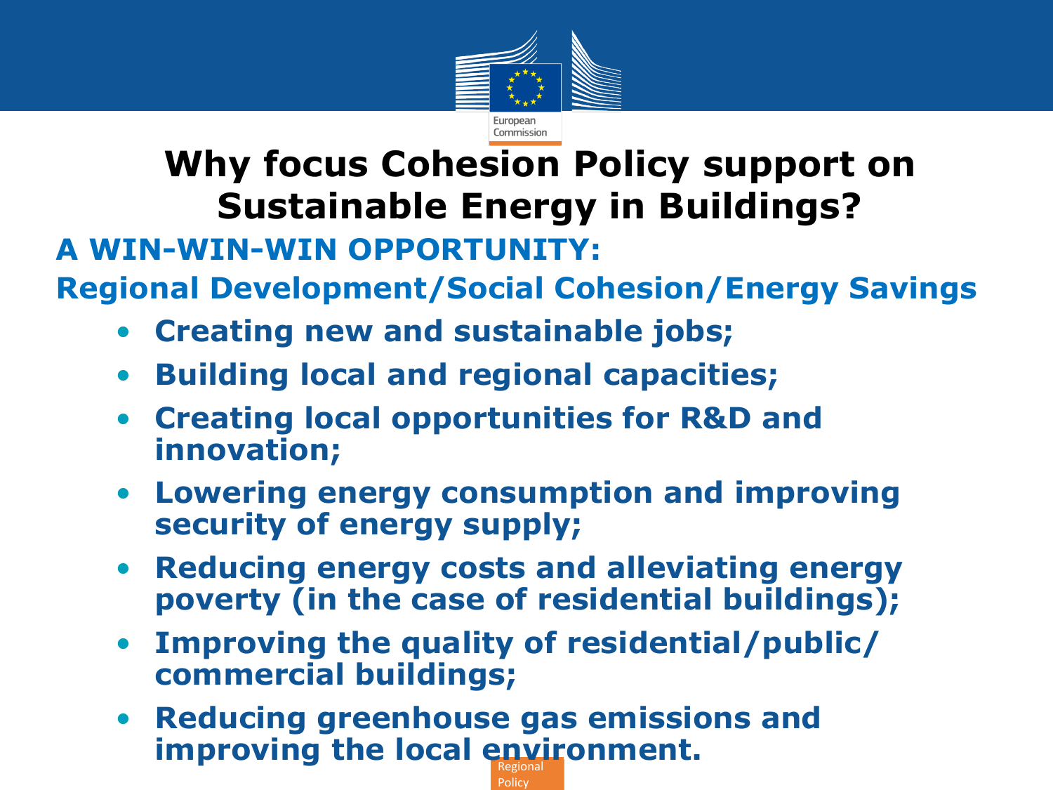# Why focus Cohesion Policy support on Sustainable Energy in Buildings?

## A WIN-WIN-WIN OPPORTUNITY:

## Regional Development/Social Cohesion/Energy Savings

- **Creating new and sustainable jobs;**
- **Building local and regional capacities;**
- **Creating local opportunities for R&D and innovation;**
- **Lowering energy consumption and improving security of energy supply;**
- **Reducing energy costs and alleviating energy poverty (in the case of residential buildings);**
- **Improving the quality of residential/public/ commercial buildings;**
- **Reducing greenhouse gas emissions and improving the local environment.**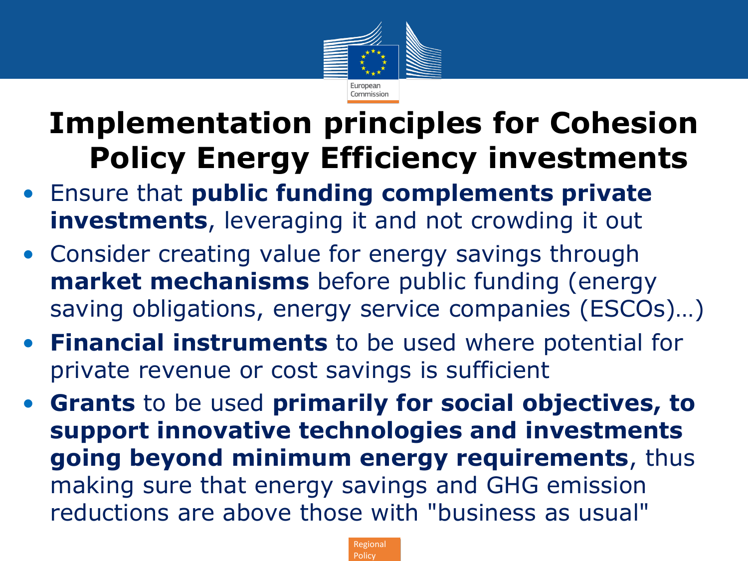# Implementation principles for Cohesion Policy Energy Efficiency investments

- Ensure that **public funding complements private investments**, leveraging it and not crowding it out
- Consider creating value for energy savings through **market mechanisms** before public funding (energy saving obligations, energy service companies (ESCOs)…)
- **Financial instruments** to be used where potential for private revenue or cost savings is sufficient
- **Grants** to be used **primarily for social objectives, to support innovative technologies and investments going beyond minimum energy requirements**, thus making sure that energy savings and GHG emission reductions are above those with "business as usual"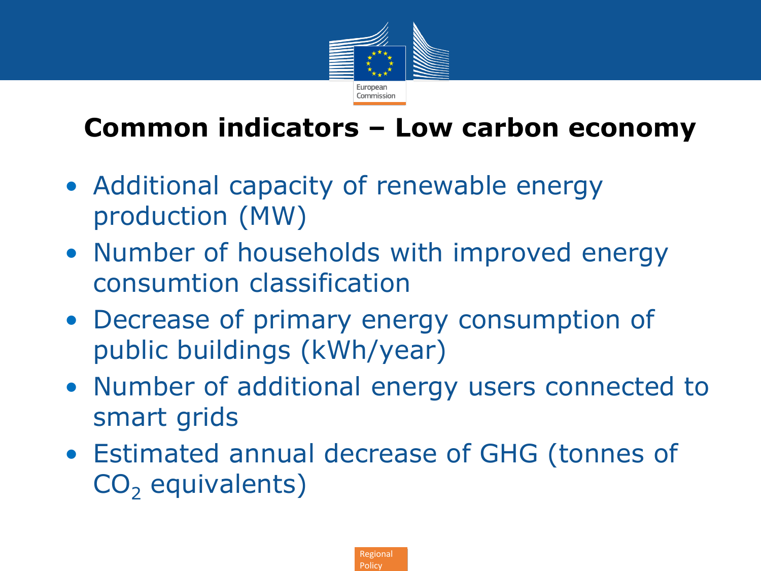# Common indicators – Low carbon economy

- Additional capacity of renewable energy production (MW)
- Number of households with improved energy consumtion classification
- Decrease of primary energy consumption of public buildings (kWh/year)
- Number of additional energy users connected to smart grids
- Estimated annual decrease of GHG (tonnes of $CO_2$ equivalents)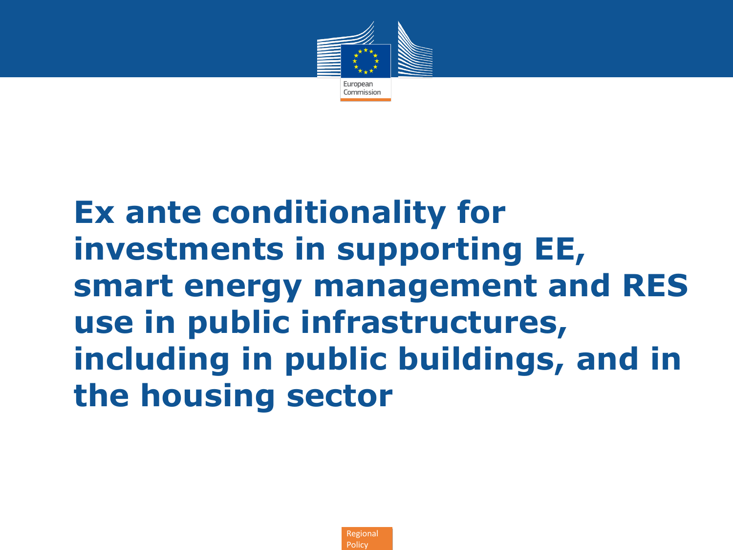# Ex ante conditionality for investments in supporting EE, smart energy management and RES use in public infrastructures, including in public buildings, and in the housing sector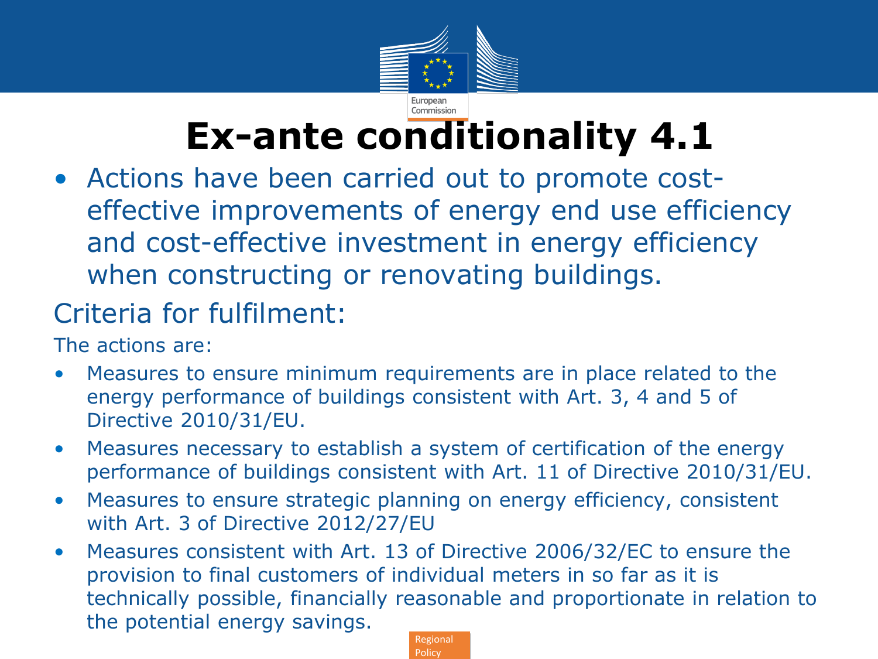# Ex-ante conditionality 4.1

- Actions have been carried out to promote cost-effective improvements of energy end use efficiency and cost-effective investment in energy efficiency when constructing or renovating buildings.

## Criteria for fulfilment:

The actions are:

- Measures to ensure minimum requirements are in place related to the energy performance of buildings consistent with Art. 3, 4 and 5 of Directive 2010/31/EU.
- Measures necessary to establish a system of certification of the energy performance of buildings consistent with Art. 11 of Directive 2010/31/EU.
- Measures to ensure strategic planning on energy efficiency, consistent with Art. 3 of Directive 2012/27/EU
- Measures consistent with Art. 13 of Directive 2006/32/EC to ensure the provision to final customers of individual meters in so far as it is technically possible, financially reasonable and proportionate in relation to the potential energy savings.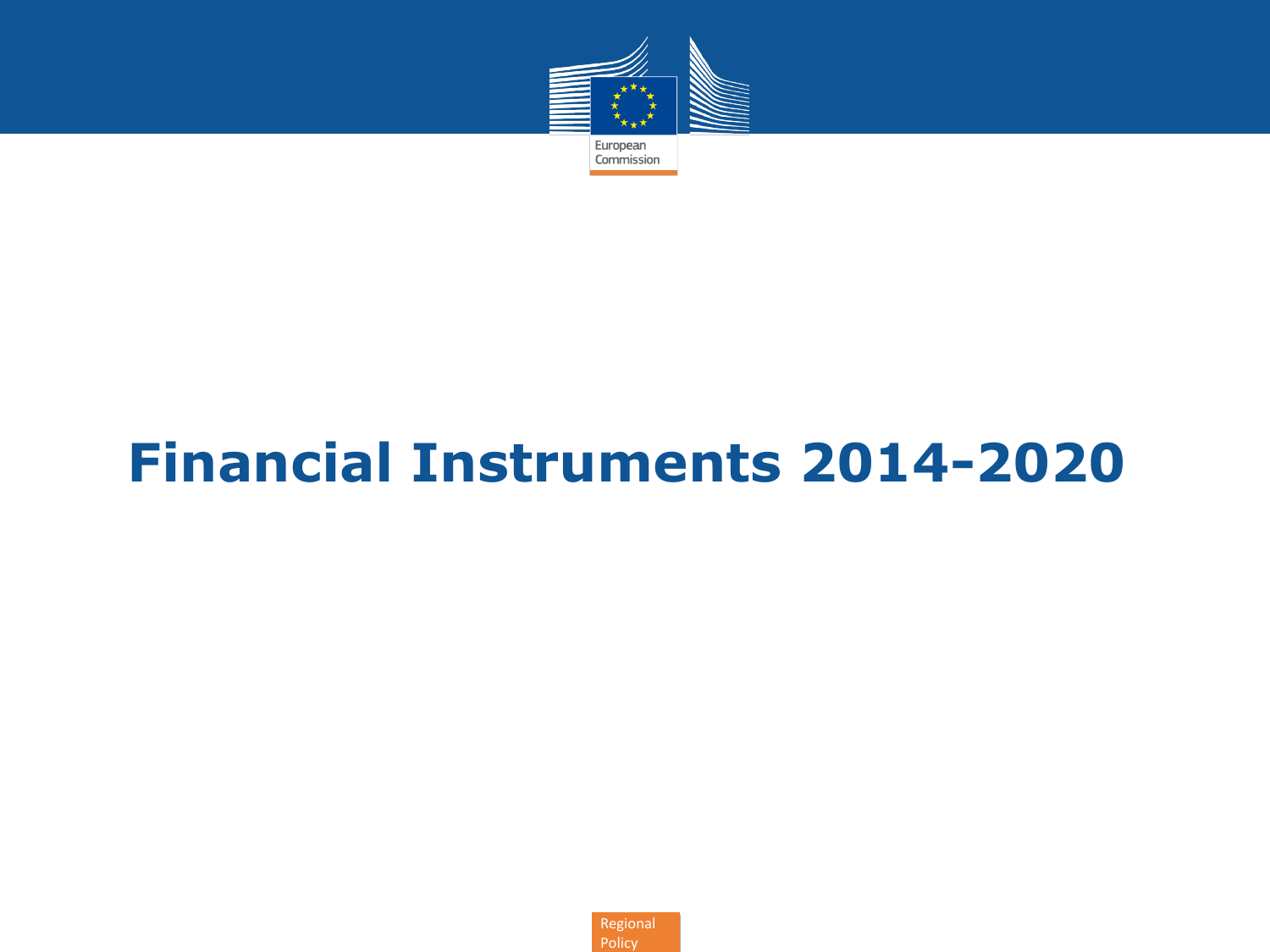# Financial Instruments 2014-2020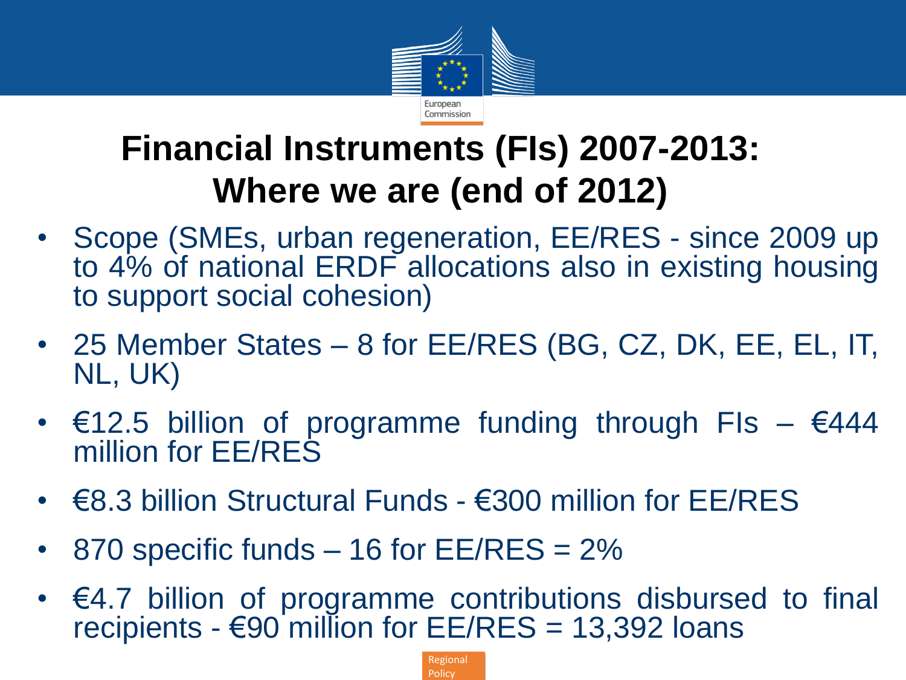# Financial Instruments (FIs) 2007-2013: Where we are (end of 2012)

- Scope (SMEs, urban regeneration, EE/RES - since 2009 up to 4% of national ERDF allocations also in existing housing to support social cohesion)
- 25 Member States – 8 for EE/RES (BG, CZ, DK, EE, EL, IT, NL, UK)
- €12.5 billion of programme funding through FIs – €444 million for EE/RES
- €8.3 billion Structural Funds - €300 million for EE/RES
- 870 specific funds – 16 for EE/RES = 2%
- €4.7 billion of programme contributions disbursed to final recipients - €90 million for EE/RES = 13,392 loans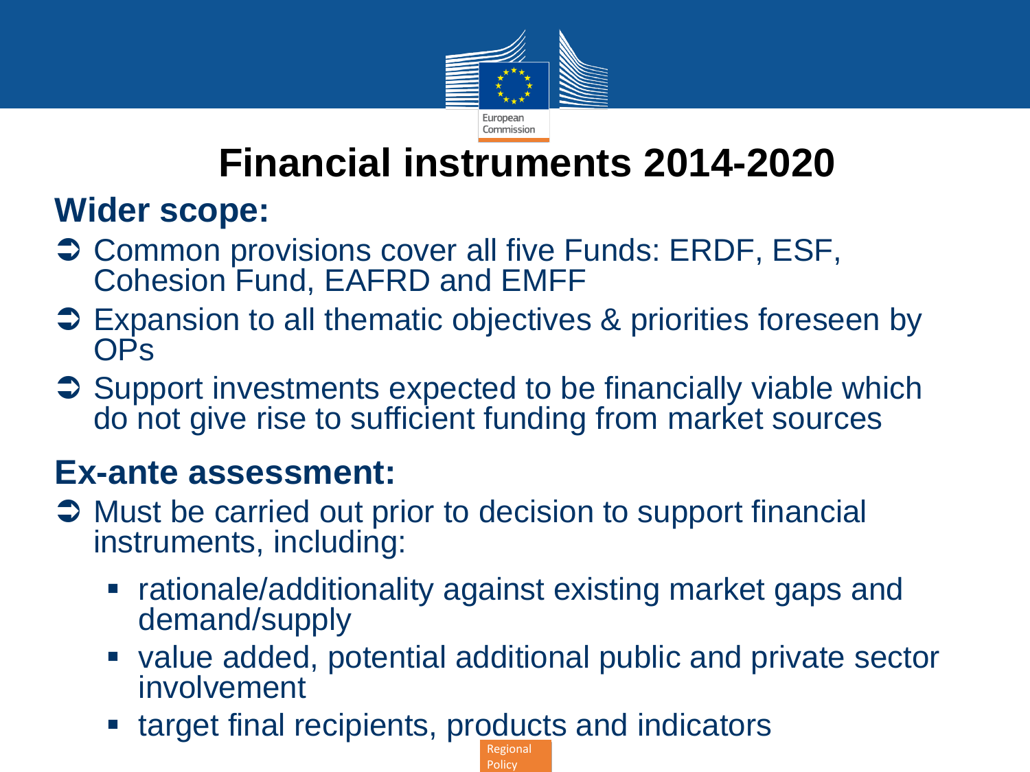# Financial instruments 2014-2020

## Wider scope:

- Common provisions cover all five Funds: ERDF, ESF, Cohesion Fund, EAFRD and EMFF
- Expansion to all thematic objectives & priorities foreseen by OPs
- Support investments expected to be financially viable which do not give rise to sufficient funding from market sources

## Ex-ante assessment:

- Must be carried out prior to decision to support financial instruments, including:
  - rationale/additionality against existing market gaps and demand/supply
  - value added, potential additional public and private sector involvement
  - target final recipients, products and indicators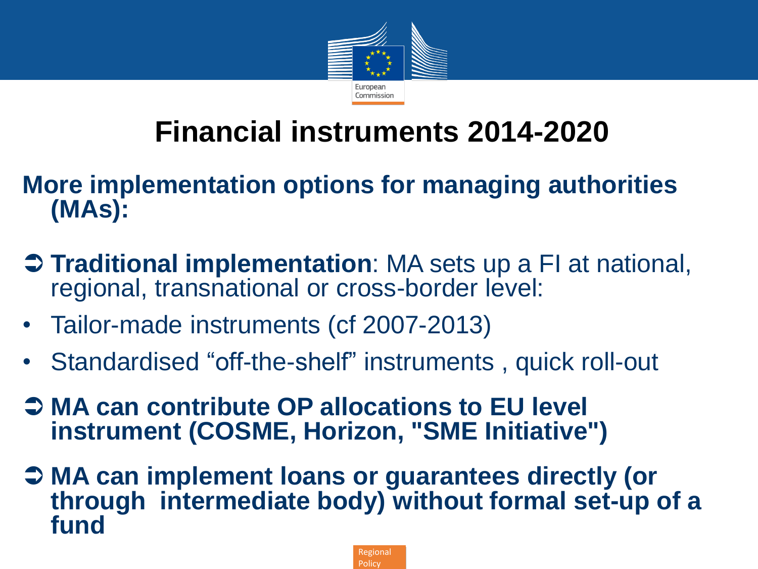# Financial instruments 2014-2020

**More implementation options for managing authorities (MAs):**

- ➲ **Traditional implementation**: MA sets up a FI at national, regional, transnational or cross-border level:
  - Tailor-made instruments (cf 2007-2013)
  - Standardised "off-the-shelf" instruments , quick roll-out
- ➲ **MA can contribute OP allocations to EU level instrument (COSME, Horizon, "SME Initiative")**
- ➲ **MA can implement loans or guarantees directly (or through intermediate body) without formal set-up of a fund**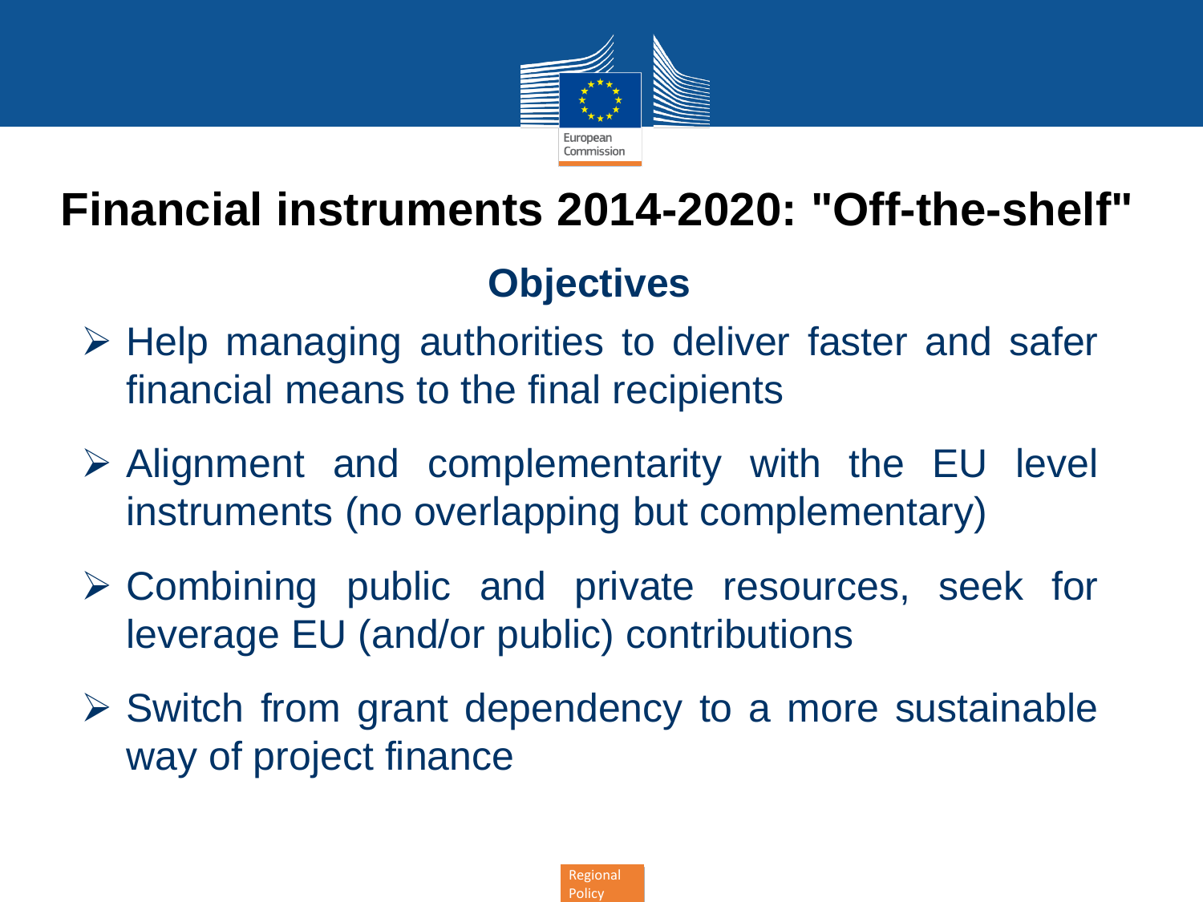# Financial instruments 2014-2020: "Off-the-shelf"

## Objectives

- Help managing authorities to deliver faster and safer financial means to the final recipients
- Alignment and complementarity with the EU level instruments (no overlapping but complementary)
- Combining public and private resources, seek for leverage EU (and/or public) contributions
- Switch from grant dependency to a more sustainable way of project finance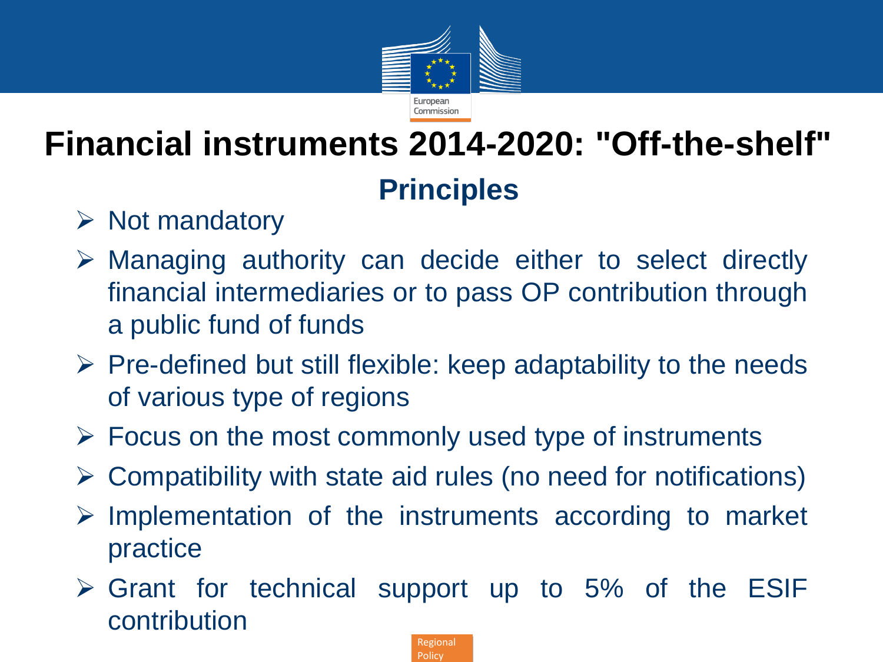# Financial instruments 2014-2020: "Off-the-shelf"

## Principles

- Not mandatory
- Managing authority can decide either to select directly financial intermediaries or to pass OP contribution through a public fund of funds
- Pre-defined but still flexible: keep adaptability to the needs of various type of regions
- Focus on the most commonly used type of instruments
- Compatibility with state aid rules (no need for notifications)
- Implementation of the instruments according to market practice
- Grant for technical support up to 5% of the ESIF contribution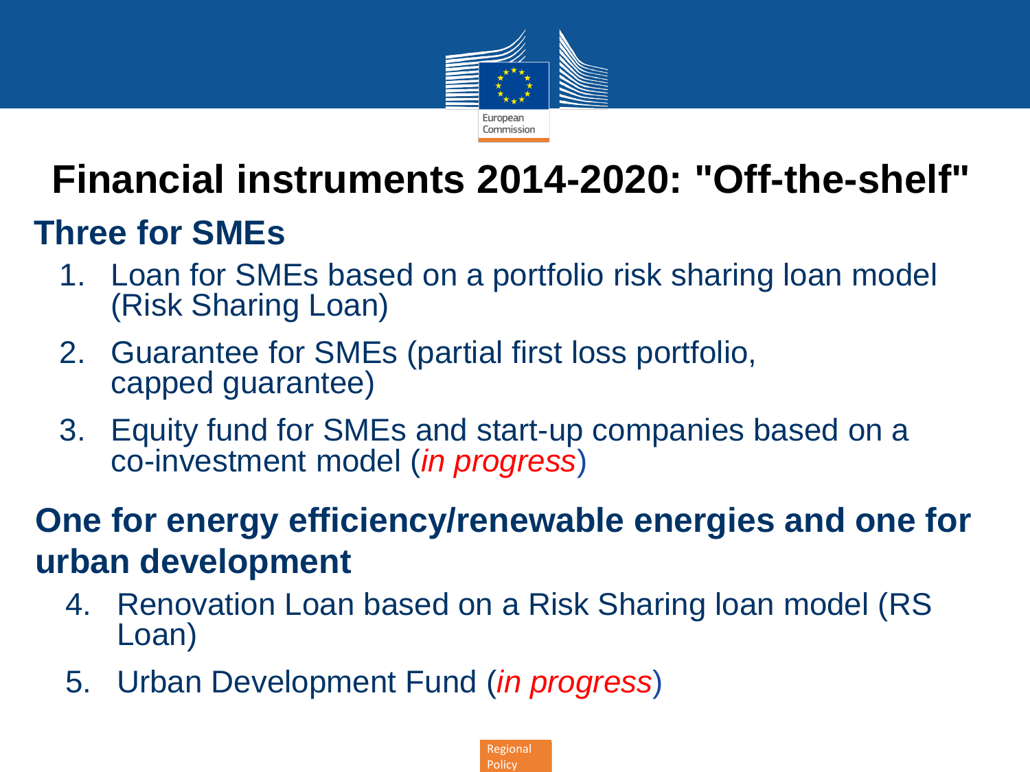# Financial instruments 2014-2020: "Off-the-shelf"

## Three for SMEs

1. Loan for SMEs based on a portfolio risk sharing loan model (Risk Sharing Loan)
2. Guarantee for SMEs (partial first loss portfolio, capped guarantee)
3. Equity fund for SMEs and start-up companies based on a co-investment model (*in progress*)

## One for energy efficiency/renewable energies and one for urban development

4. Renovation Loan based on a Risk Sharing loan model (RS Loan)
5. Urban Development Fund (*in progress*)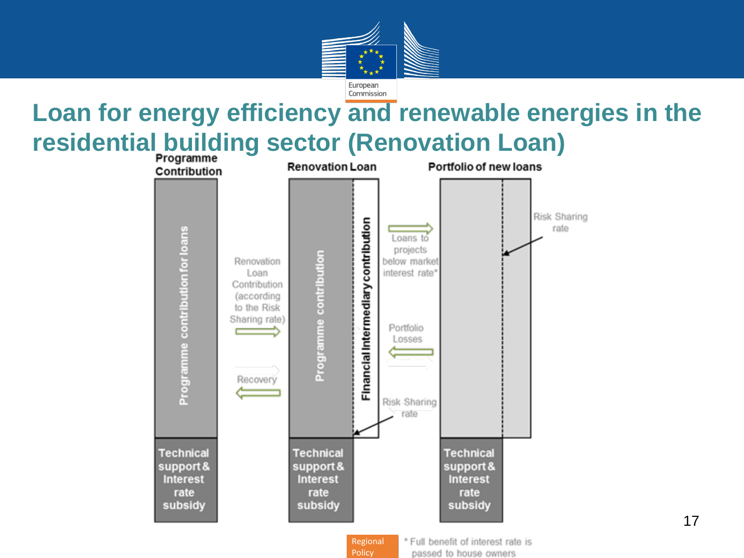# Loan for energy efficiency and renewable energies in the residential building sector (Renovation Loan)

**Programme Contribution**

- Programme contribution for loans
- Technical support & Interest rate subsidy

**Renovation Loan**

- Programme contribution
- Financial Intermediary contribution
- Technical support & Interest rate subsidy

**Portfolio of new loans**

- Technical support & Interest rate subsidy

Renovation Loan Contribution (according to the Risk Sharing rate) →

← Recovery

Loans to projects below market interest rate* →

← Portfolio Losses

Risk Sharing rate

Risk Sharing rate

\* Full benefit of interest rate is passed to house owners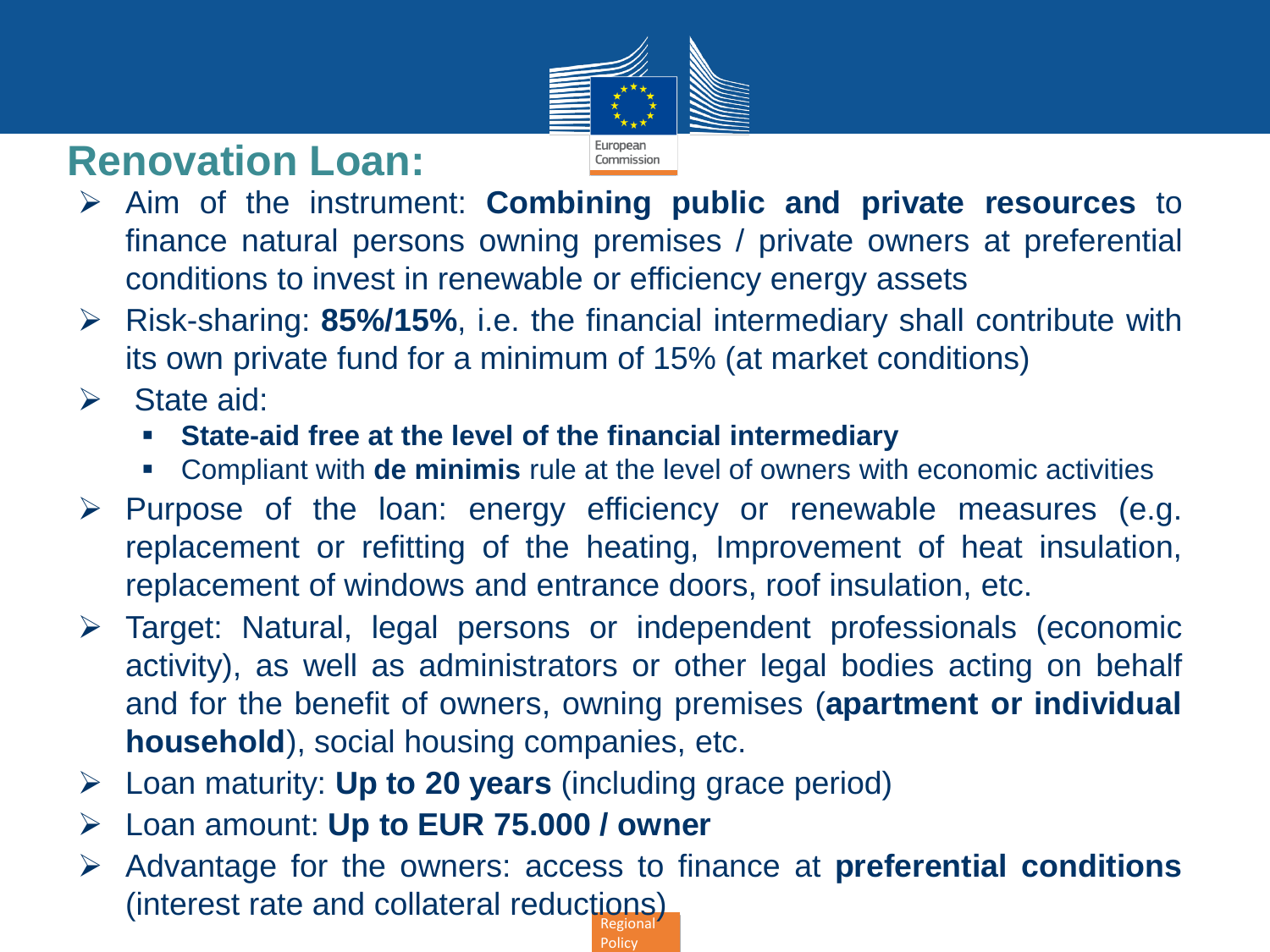## Renovation Loan:

- Aim of the instrument: **Combining public and private resources** to finance natural persons owning premises / private owners at preferential conditions to invest in renewable or efficiency energy assets
- Risk-sharing: **85%/15%**, i.e. the financial intermediary shall contribute with its own private fund for a minimum of 15% (at market conditions)
- State aid:
  - **State-aid free at the level of the financial intermediary**
  - Compliant with **de minimis** rule at the level of owners with economic activities
- Purpose of the loan: energy efficiency or renewable measures (e.g. replacement or refitting of the heating, Improvement of heat insulation, replacement of windows and entrance doors, roof insulation, etc.
- Target: Natural, legal persons or independent professionals (economic activity), as well as administrators or other legal bodies acting on behalf and for the benefit of owners, owning premises (**apartment or individual household**), social housing companies, etc.
- Loan maturity: **Up to 20 years** (including grace period)
- Loan amount: **Up to EUR 75.000 / owner**
- Advantage for the owners: access to finance at **preferential conditions** (interest rate and collateral reductions)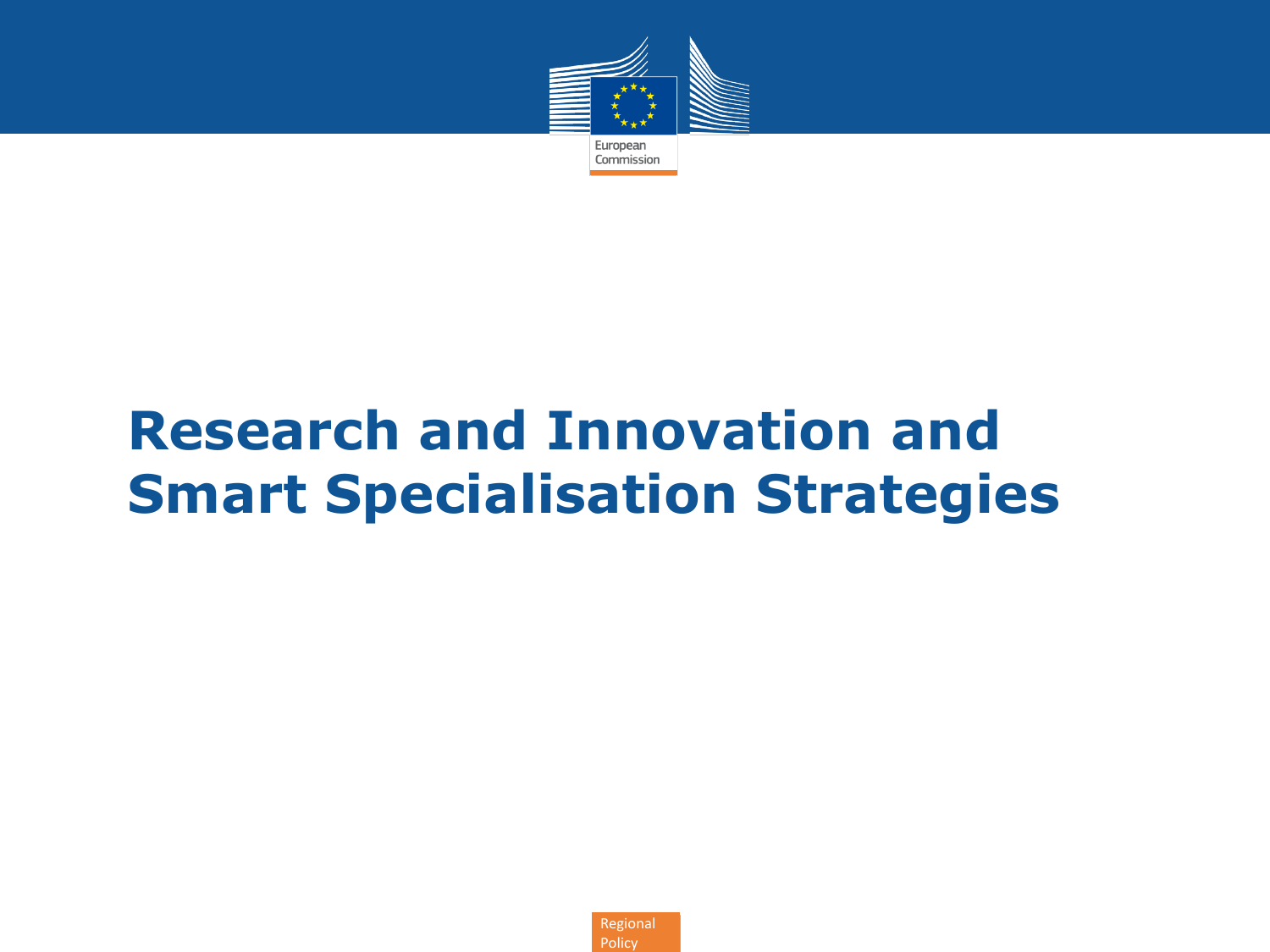# Research and Innovation and Smart Specialisation Strategies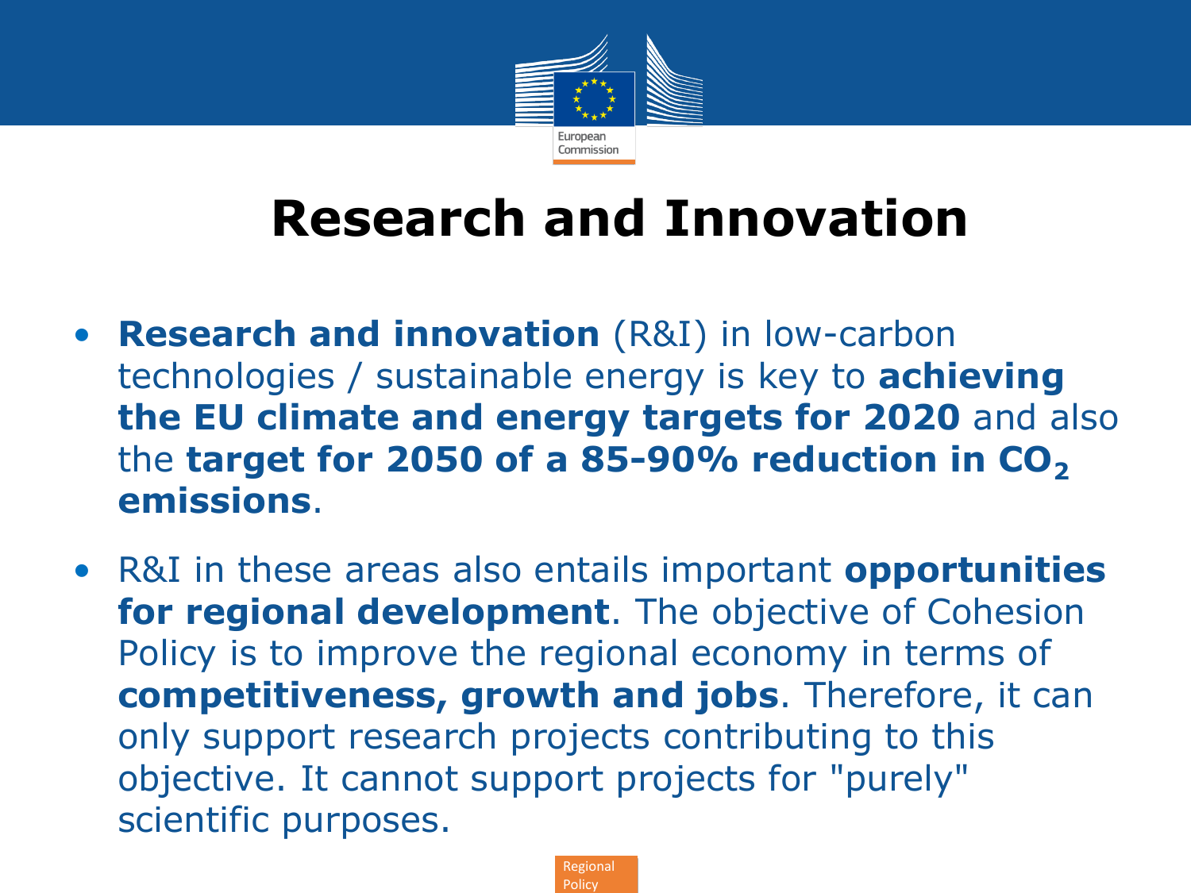# Research and Innovation

- **Research and innovation** (R&I) in low-carbon technologies / sustainable energy is key to **achieving the EU climate and energy targets for 2020** and also the **target for 2050 of a 85-90% reduction in $CO_2$ emissions**.
- R&I in these areas also entails important **opportunities for regional development**. The objective of Cohesion Policy is to improve the regional economy in terms of **competitiveness, growth and jobs**. Therefore, it can only support research projects contributing to this objective. It cannot support projects for "purely" scientific purposes.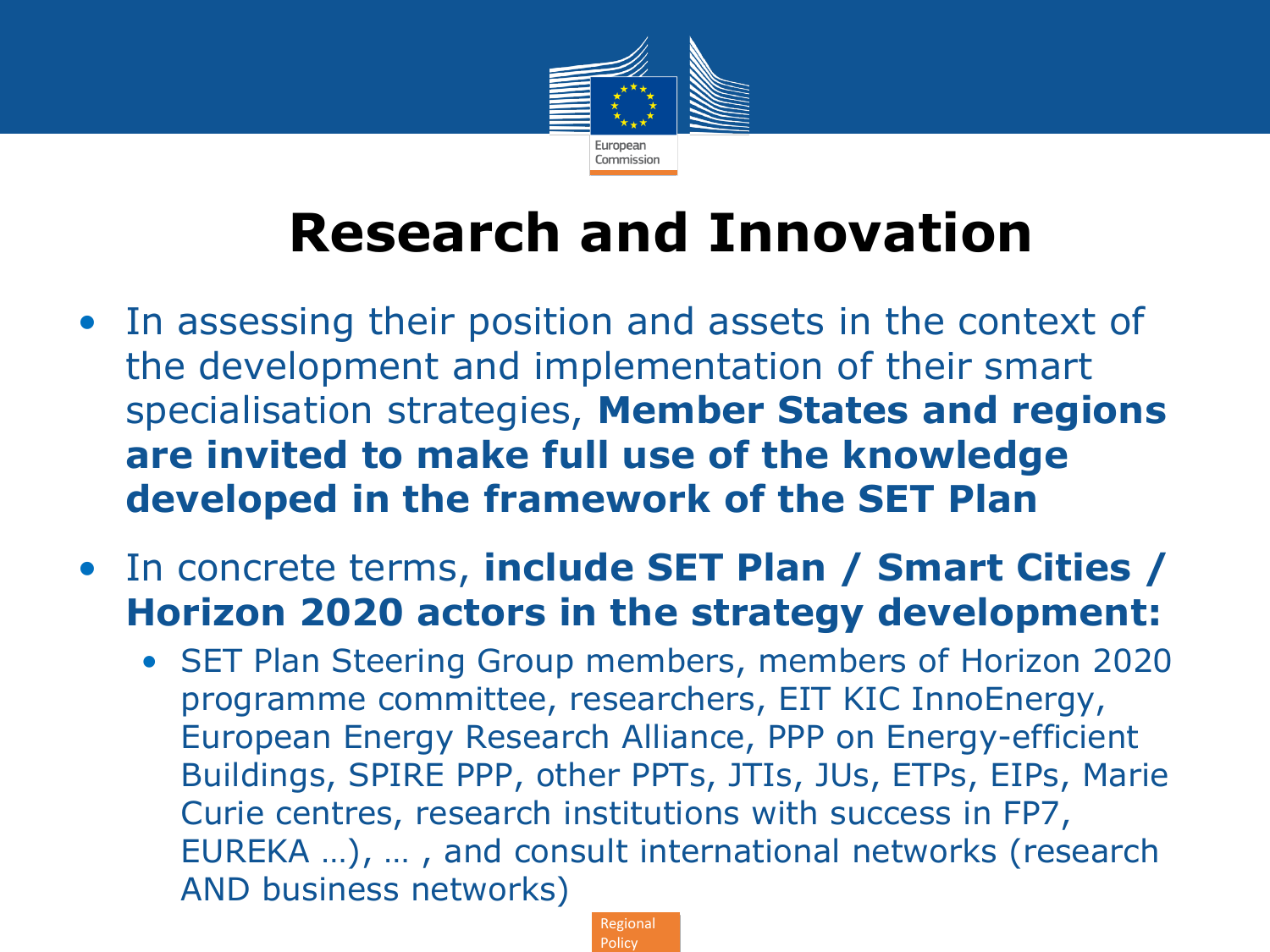# Research and Innovation

- In assessing their position and assets in the context of the development and implementation of their smart specialisation strategies, **Member States and regions are invited to make full use of the knowledge developed in the framework of the SET Plan**
- In concrete terms, **include SET Plan / Smart Cities / Horizon 2020 actors in the strategy development:**
  - SET Plan Steering Group members, members of Horizon 2020 programme committee, researchers, EIT KIC InnoEnergy, European Energy Research Alliance, PPP on Energy-efficient Buildings, SPIRE PPP, other PPTs, JTIs, JUs, ETPs, EIPs, Marie Curie centres, research institutions with success in FP7, EUREKA …), … , and consult international networks (research AND business networks)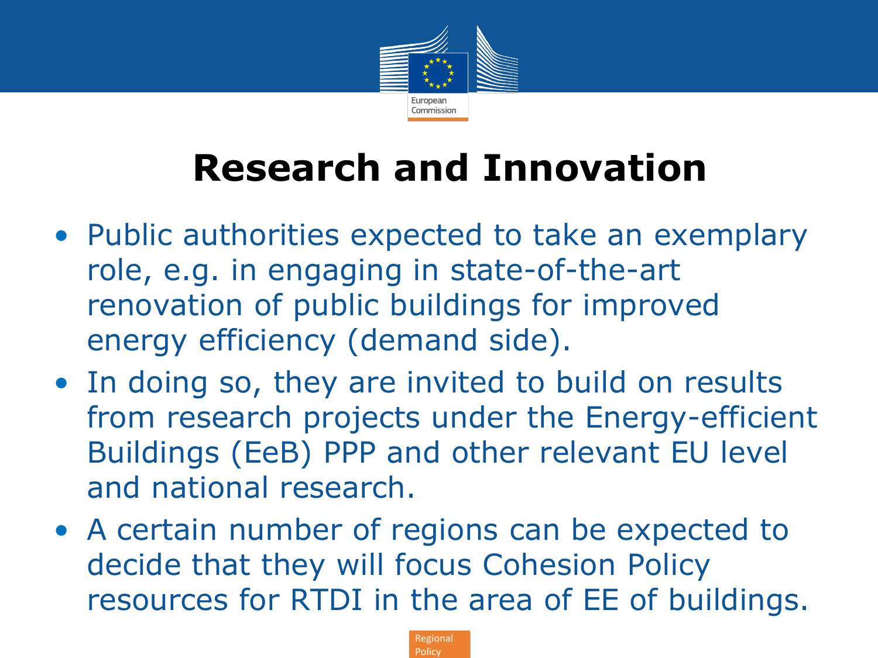# Research and Innovation

- Public authorities expected to take an exemplary role, e.g. in engaging in state-of-the-art renovation of public buildings for improved energy efficiency (demand side).
- In doing so, they are invited to build on results from research projects under the Energy-efficient Buildings (EeB) PPP and other relevant EU level and national research.
- A certain number of regions can be expected to decide that they will focus Cohesion Policy resources for RTDI in the area of EE of buildings.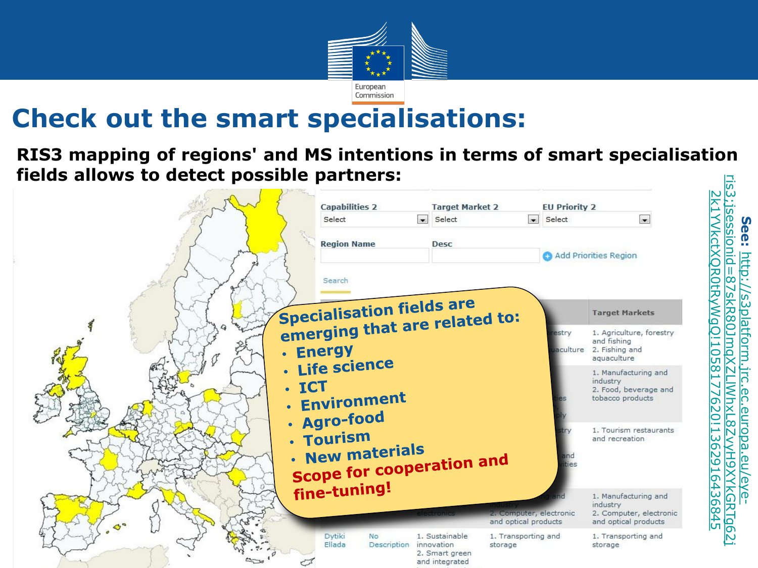# Check out the smart specialisations:

**RIS3 mapping of regions' and MS intentions in terms of smart specialisation fields allows to detect possible partners:**

**Specialisation fields are emerging that are related to:**

- Energy
- Life science
- ICT
- Environment
- Agro-food
- Tourism
- New materials

**Scope for cooperation and fine-tuning!**

**See:** http://s3platform.jrc.ec.europa.eu/eye-ris3;jsessionid=87skR80JmqXZLlWhxL8ZvyH9XYkGRTg62j2k1YVkctXQR0tRyWgQ!1058177620!1362916436845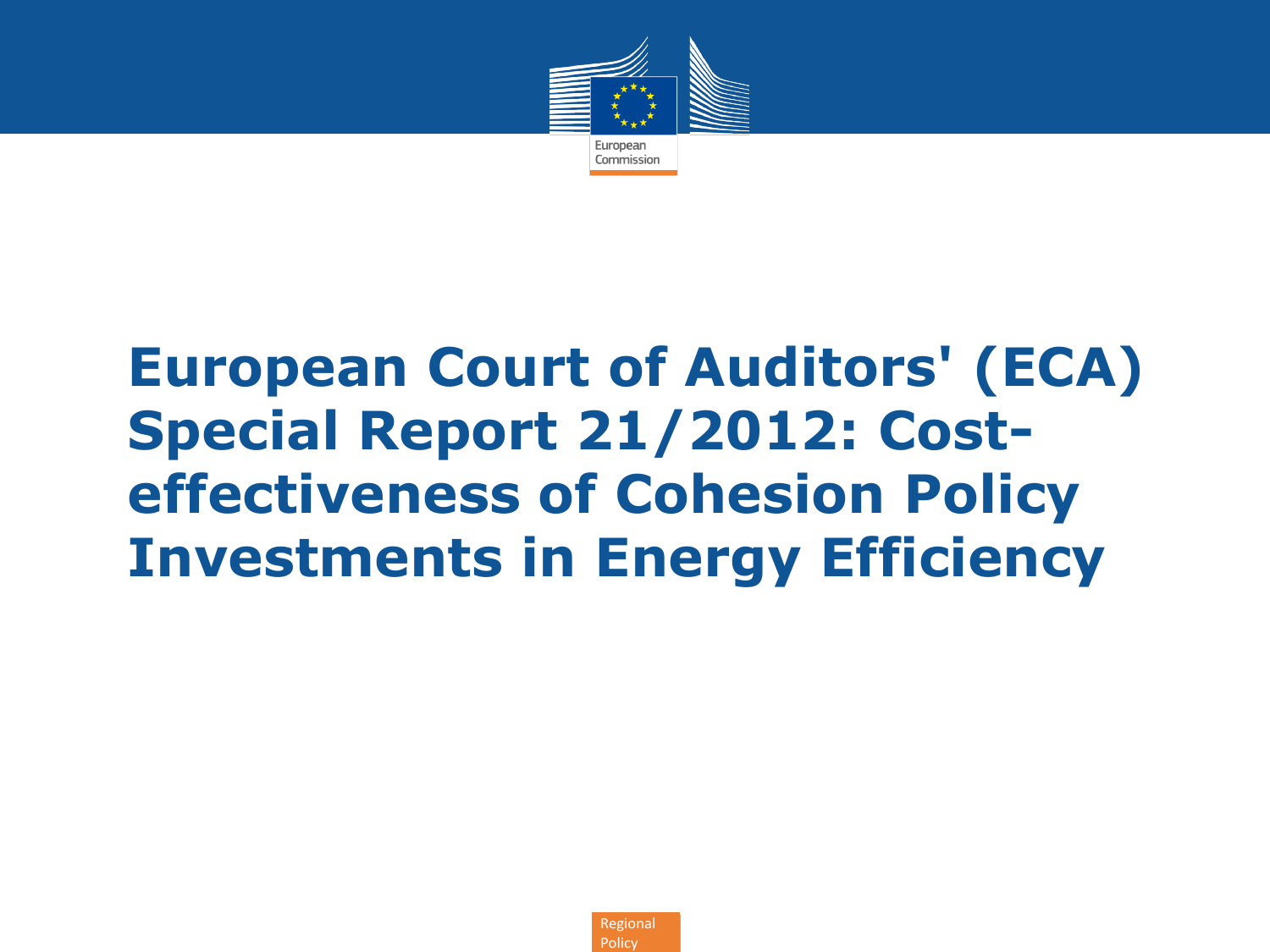# European Court of Auditors' (ECA) Special Report 21/2012: Cost-effectiveness of Cohesion Policy Investments in Energy Efficiency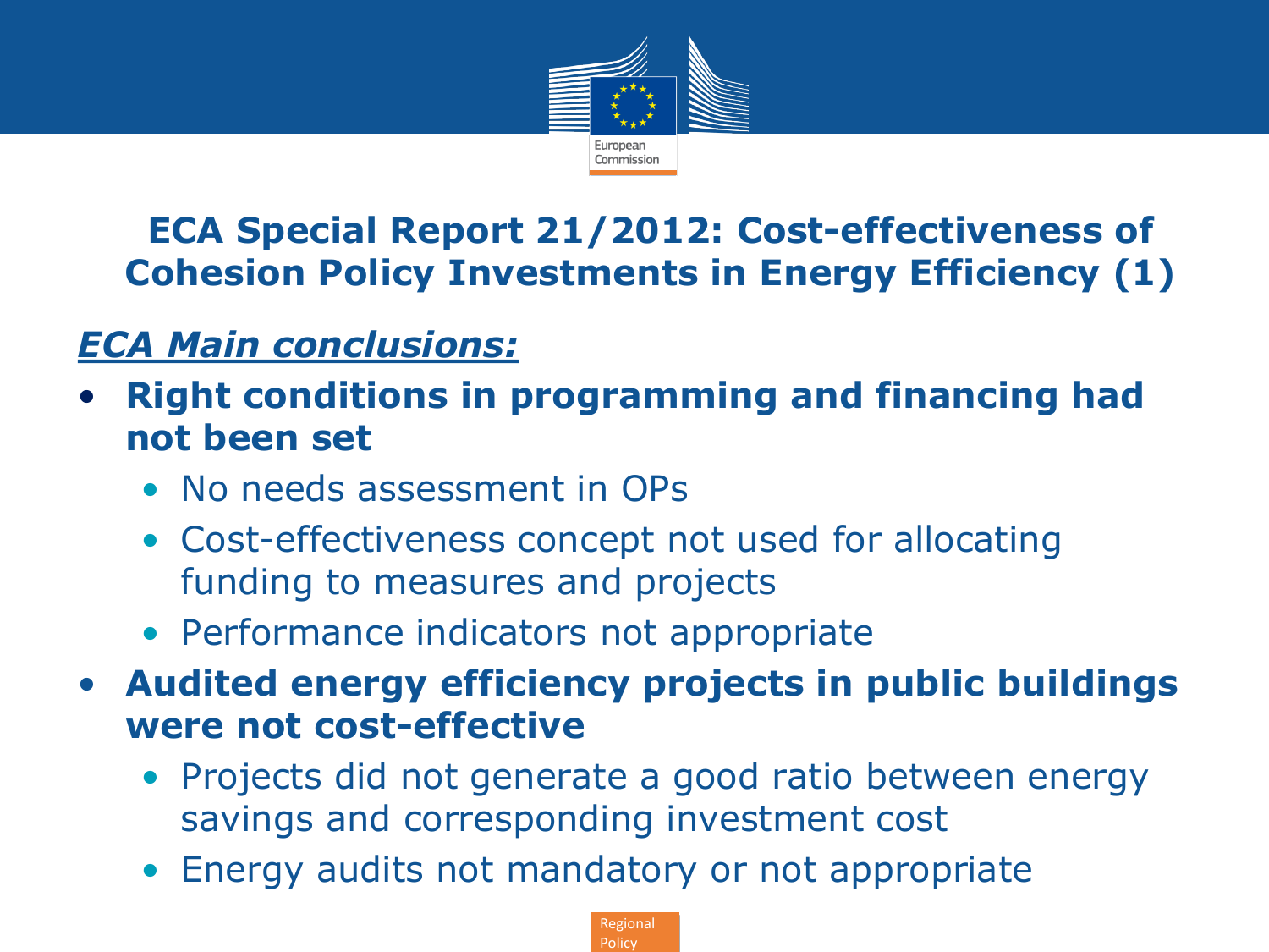# ECA Special Report 21/2012: Cost-effectiveness of Cohesion Policy Investments in Energy Efficiency (1)

***ECA Main conclusions:***

- **Right conditions in programming and financing had not been set**
  - No needs assessment in OPs
  - Cost-effectiveness concept not used for allocating funding to measures and projects
  - Performance indicators not appropriate
- **Audited energy efficiency projects in public buildings were not cost-effective**
  - Projects did not generate a good ratio between energy savings and corresponding investment cost
  - Energy audits not mandatory or not appropriate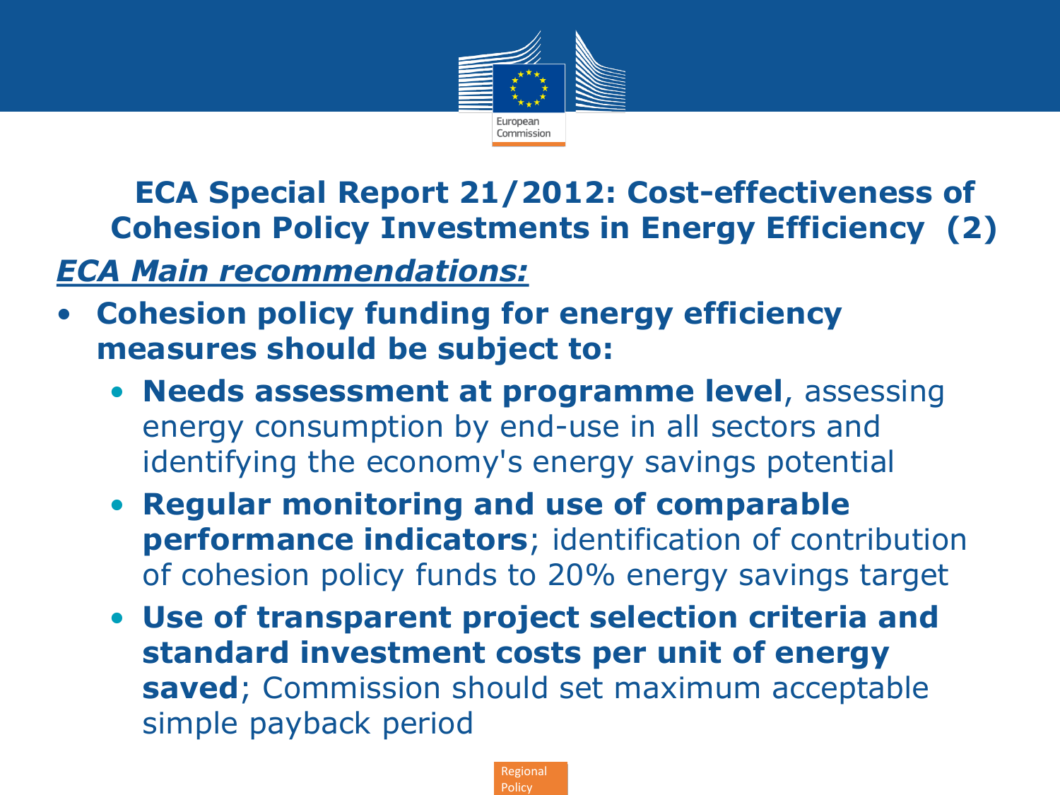# ECA Special Report 21/2012: Cost-effectiveness of Cohesion Policy Investments in Energy Efficiency (2)

***ECA Main recommendations:***

- **Cohesion policy funding for energy efficiency measures should be subject to:**
  - **Needs assessment at programme level**, assessing energy consumption by end-use in all sectors and identifying the economy's energy savings potential
  - **Regular monitoring and use of comparable performance indicators**; identification of contribution of cohesion policy funds to 20% energy savings target
  - **Use of transparent project selection criteria and standard investment costs per unit of energy saved**; Commission should set maximum acceptable simple payback period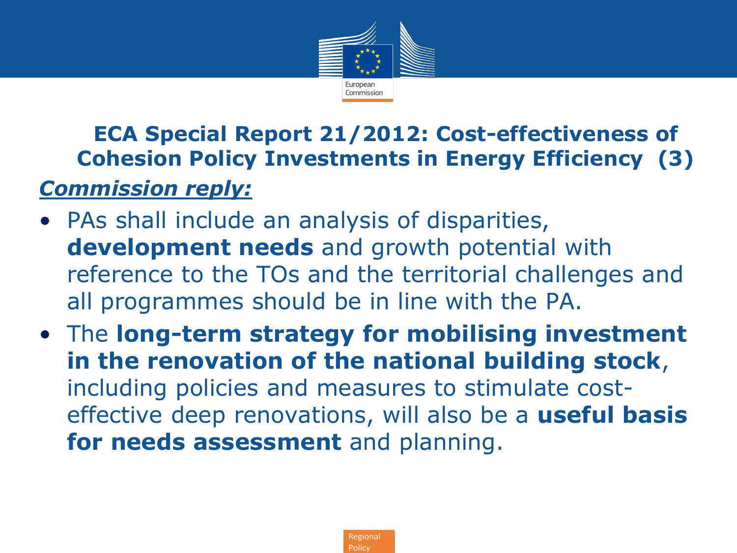## ECA Special Report 21/2012: Cost-effectiveness of Cohesion Policy Investments in Energy Efficiency (3)

***Commission reply:***

- PAs shall include an analysis of disparities, **development needs** and growth potential with reference to the TOs and the territorial challenges and all programmes should be in line with the PA.
- The **long-term strategy for mobilising investment in the renovation of the national building stock**, including policies and measures to stimulate cost-effective deep renovations, will also be a **useful basis for needs assessment** and planning.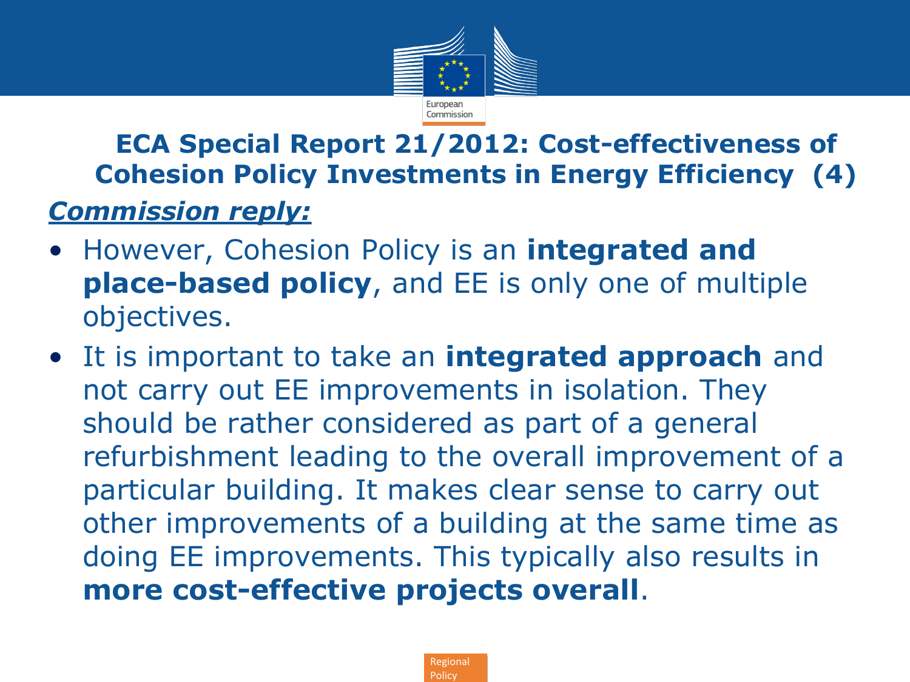## ECA Special Report 21/2012: Cost-effectiveness of Cohesion Policy Investments in Energy Efficiency (4)

***Commission reply:***

- However, Cohesion Policy is an **integrated and place-based policy**, and EE is only one of multiple objectives.
- It is important to take an **integrated approach** and not carry out EE improvements in isolation. They should be rather considered as part of a general refurbishment leading to the overall improvement of a particular building. It makes clear sense to carry out other improvements of a building at the same time as doing EE improvements. This typically also results in **more cost-effective projects overall**.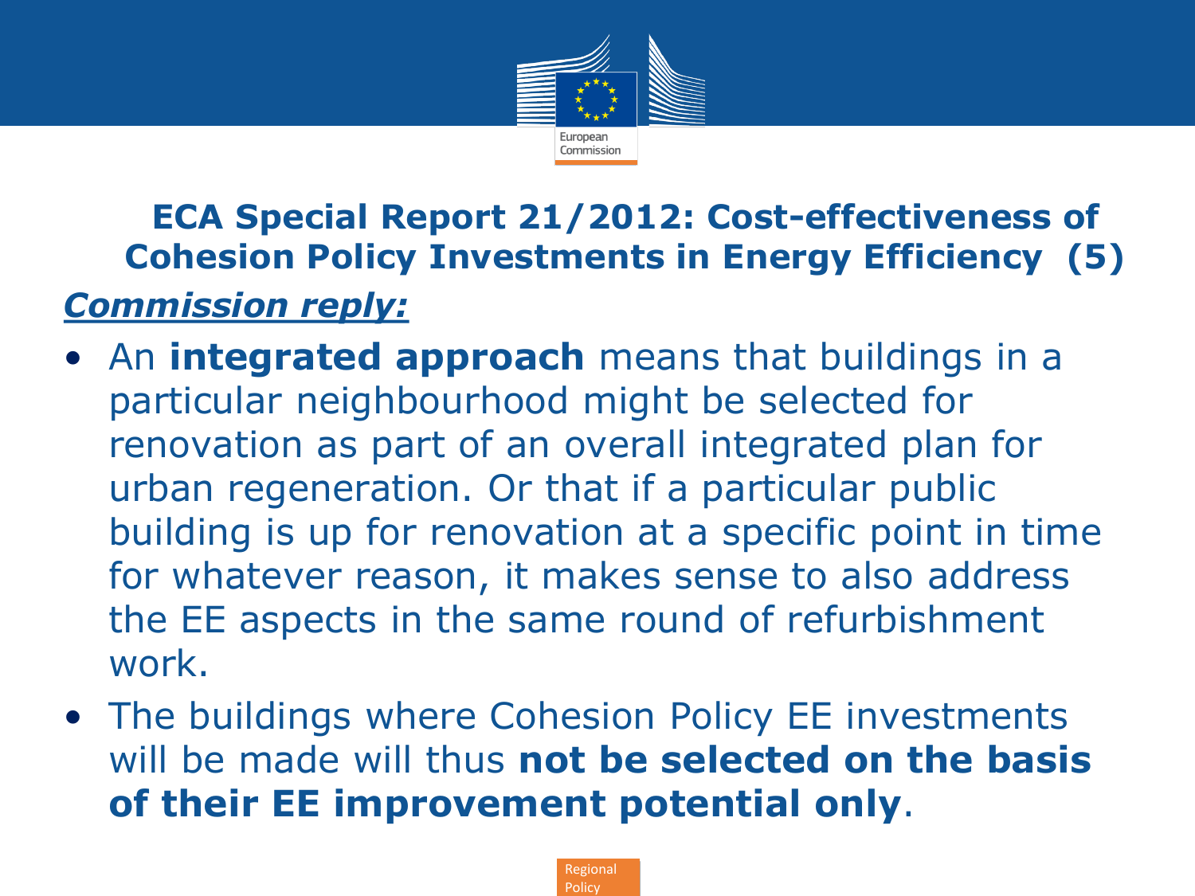## ECA Special Report 21/2012: Cost-effectiveness of Cohesion Policy Investments in Energy Efficiency (5)

***Commission reply:***

- An **integrated approach** means that buildings in a particular neighbourhood might be selected for renovation as part of an overall integrated plan for urban regeneration. Or that if a particular public building is up for renovation at a specific point in time for whatever reason, it makes sense to also address the EE aspects in the same round of refurbishment work.
- The buildings where Cohesion Policy EE investments will be made will thus **not be selected on the basis of their EE improvement potential only**.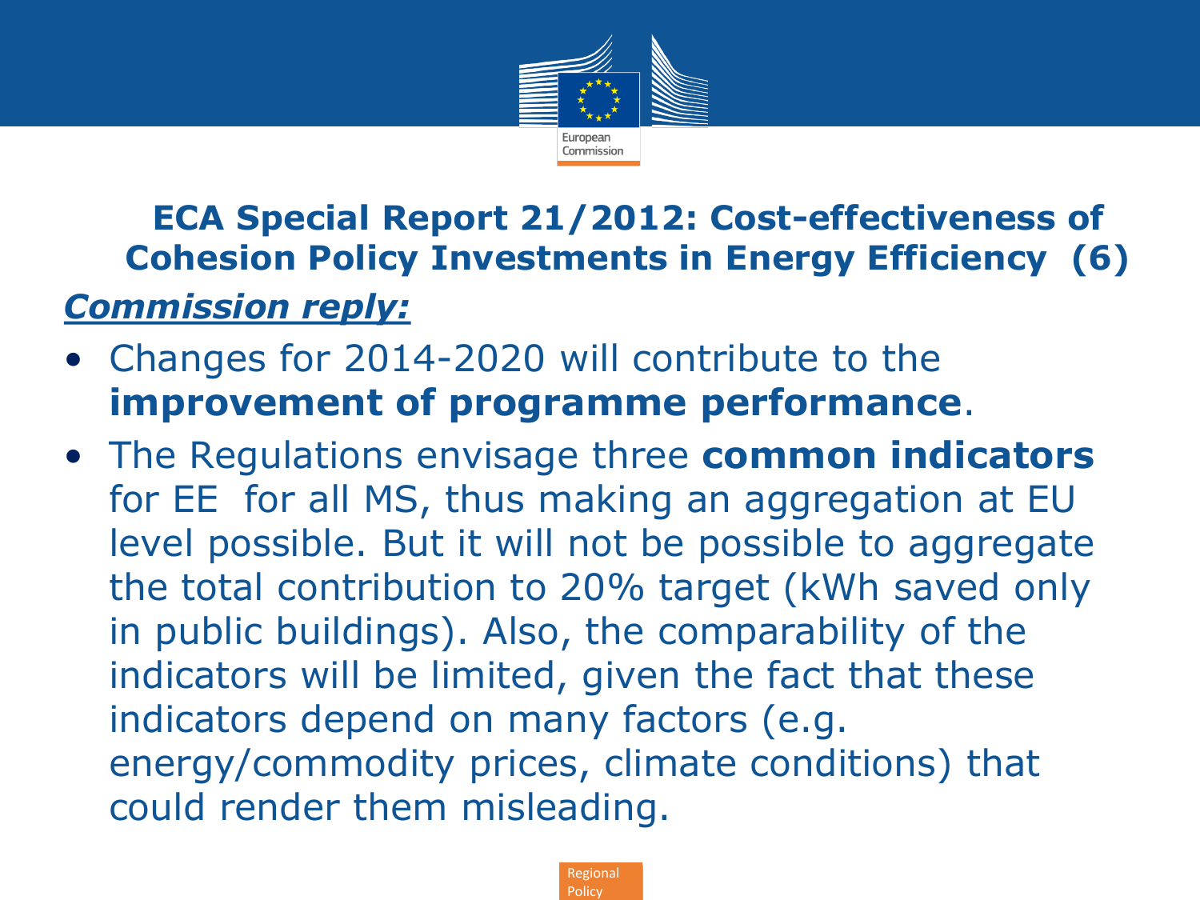## ECA Special Report 21/2012: Cost-effectiveness of Cohesion Policy Investments in Energy Efficiency (6)

***Commission reply:***

- Changes for 2014-2020 will contribute to the **improvement of programme performance**.
- The Regulations envisage three **common indicators** for EE for all MS, thus making an aggregation at EU level possible. But it will not be possible to aggregate the total contribution to 20% target (kWh saved only in public buildings). Also, the comparability of the indicators will be limited, given the fact that these indicators depend on many factors (e.g. energy/commodity prices, climate conditions) that could render them misleading.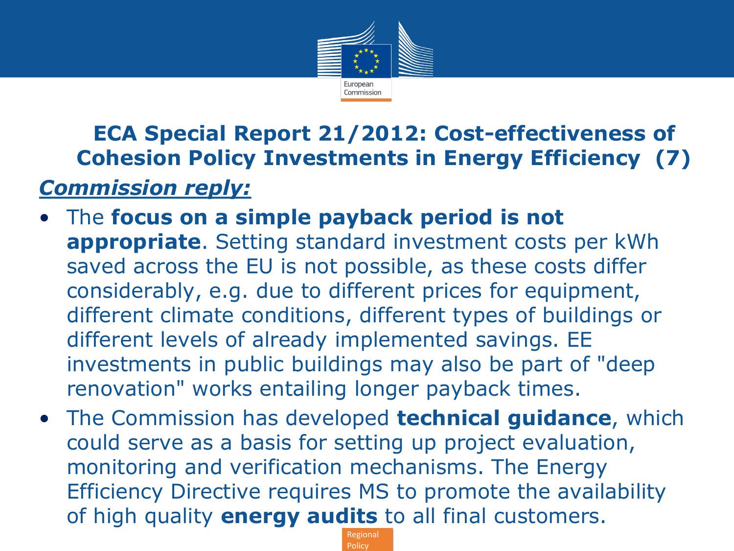## ECA Special Report 21/2012: Cost-effectiveness of Cohesion Policy Investments in Energy Efficiency (7)

***Commission reply:***

- The **focus on a simple payback period is not appropriate**. Setting standard investment costs per kWh saved across the EU is not possible, as these costs differ considerably, e.g. due to different prices for equipment, different climate conditions, different types of buildings or different levels of already implemented savings. EE investments in public buildings may also be part of "deep renovation" works entailing longer payback times.
- The Commission has developed **technical guidance**, which could serve as a basis for setting up project evaluation, monitoring and verification mechanisms. The Energy Efficiency Directive requires MS to promote the availability of high quality **energy audits** to all final customers.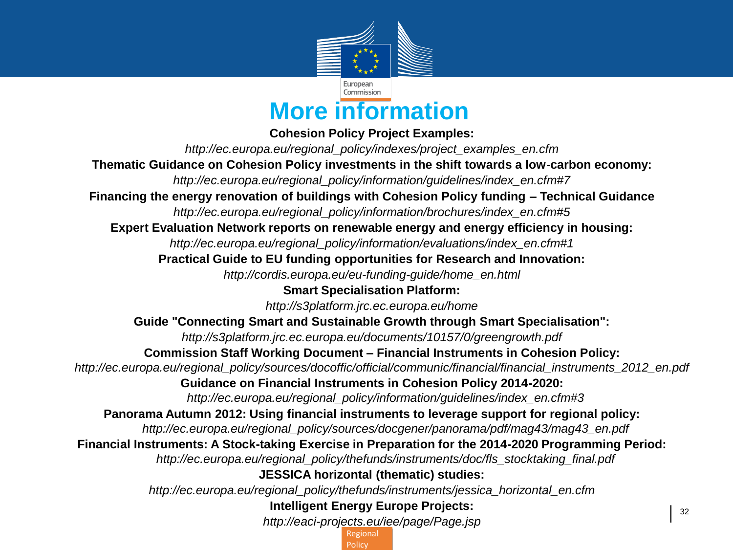# More information

**Cohesion Policy Project Examples:**

*http://ec.europa.eu/regional_policy/indexes/project_examples_en.cfm*

**Thematic Guidance on Cohesion Policy investments in the shift towards a low-carbon economy:**

*http://ec.europa.eu/regional_policy/information/guidelines/index_en.cfm#7*

**Financing the energy renovation of buildings with Cohesion Policy funding – Technical Guidance**

*http://ec.europa.eu/regional_policy/information/brochures/index_en.cfm#5*

**Expert Evaluation Network reports on renewable energy and energy efficiency in housing:**

*http://ec.europa.eu/regional_policy/information/evaluations/index_en.cfm#1*

**Practical Guide to EU funding opportunities for Research and Innovation:**

*http://cordis.europa.eu/eu-funding-guide/home_en.html*

**Smart Specialisation Platform:**

*http://s3platform.jrc.ec.europa.eu/home*

**Guide "Connecting Smart and Sustainable Growth through Smart Specialisation":**

*http://s3platform.jrc.ec.europa.eu/documents/10157/0/greengrowth.pdf*

**Commission Staff Working Document – Financial Instruments in Cohesion Policy:**

*http://ec.europa.eu/regional_policy/sources/docoffic/official/communic/financial/financial_instruments_2012_en.pdf*

**Guidance on Financial Instruments in Cohesion Policy 2014-2020:**

*http://ec.europa.eu/regional_policy/information/guidelines/index_en.cfm#3*

**Panorama Autumn 2012: Using financial instruments to leverage support for regional policy:**

*http://ec.europa.eu/regional_policy/sources/docgener/panorama/pdf/mag43/mag43_en.pdf*

**Financial Instruments: A Stock-taking Exercise in Preparation for the 2014-2020 Programming Period:**

*http://ec.europa.eu/regional_policy/thefunds/instruments/doc/fls_stocktaking_final.pdf*

**JESSICA horizontal (thematic) studies:**

*http://ec.europa.eu/regional_policy/thefunds/instruments/jessica_horizontal_en.cfm*

**Intelligent Energy Europe Projects:**

*http://eaci-projects.eu/iee/page/Page.jsp*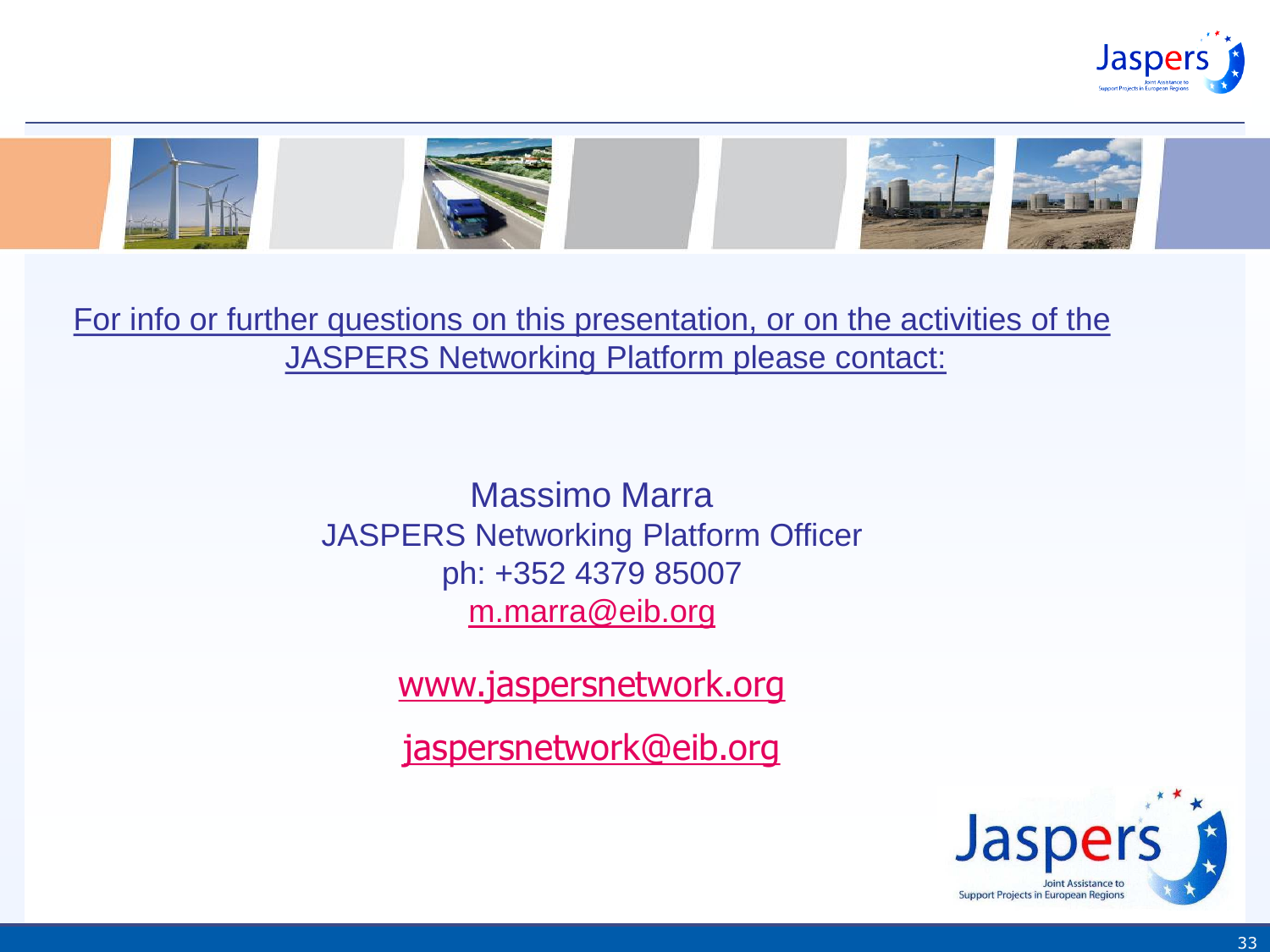For info or further questions on this presentation, or on the activities of the JASPERS Networking Platform please contact:

Massimo Marra
JASPERS Networking Platform Officer
ph: +352 4379 85007
m.marra@eib.org

www.jaspersnetwork.org

jaspersnetwork@eib.org